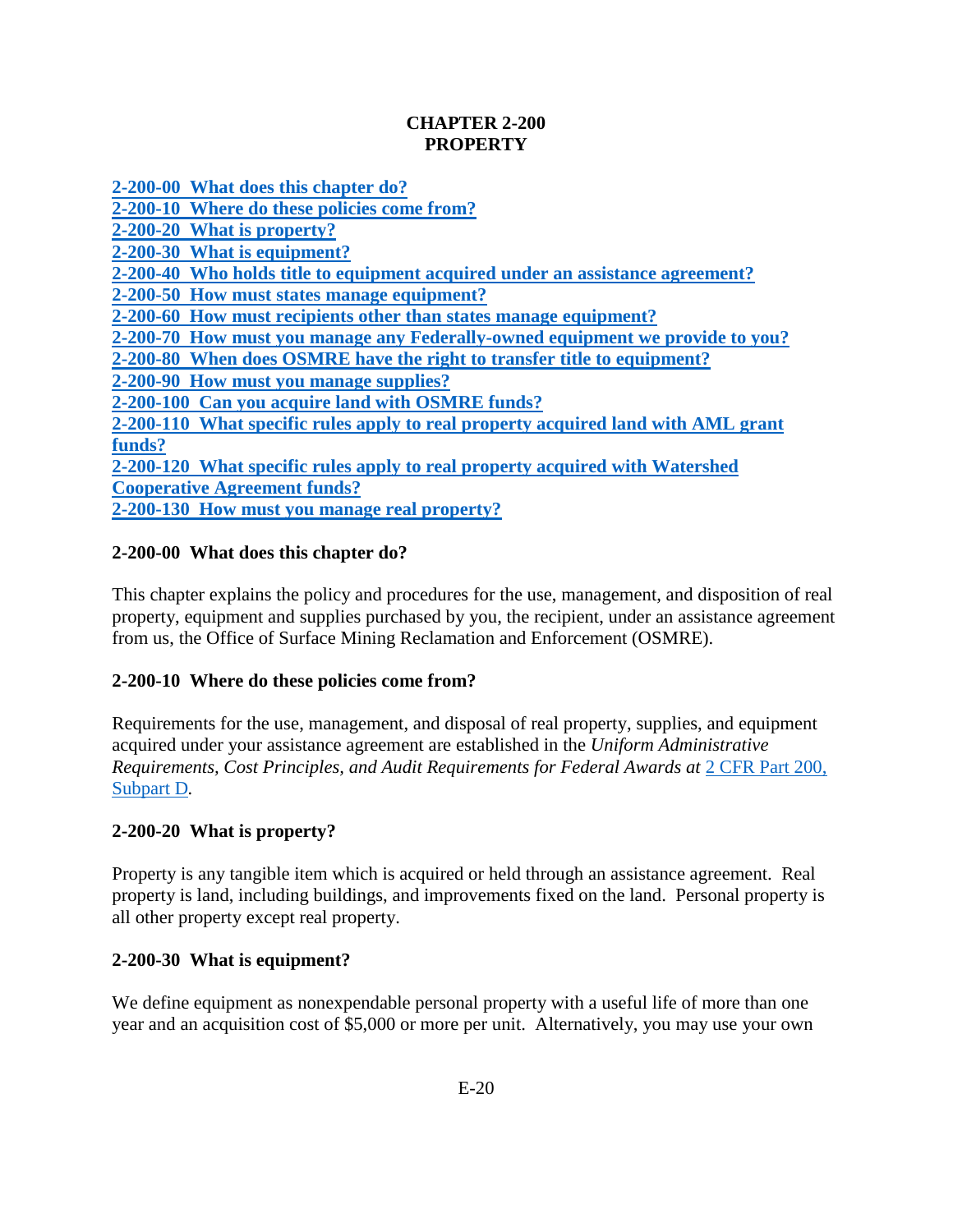# CHAPTER 2-200
# PROPERTY

[2-200-00 What does this chapter do?](#)
[2-200-10 Where do these policies come from?](#)
[2-200-20 What is property?](#)
[2-200-30 What is equipment?](#)
[2-200-40 Who holds title to equipment acquired under an assistance agreement?](#)
[2-200-50 How must states manage equipment?](#)
[2-200-60 How must recipients other than states manage equipment?](#)
[2-200-70 How must you manage any Federally-owned equipment we provide to you?](#)
[2-200-80 When does OSMRE have the right to transfer title to equipment?](#)
[2-200-90 How must you manage supplies?](#)
[2-200-100 Can you acquire land with OSMRE funds?](#)
[2-200-110 What specific rules apply to real property acquired land with AML grant funds?](#)
[2-200-120 What specific rules apply to real property acquired with Watershed Cooperative Agreement funds?](#)
[2-200-130 How must you manage real property?](#)

## 2-200-00 What does this chapter do?

This chapter explains the policy and procedures for the use, management, and disposition of real property, equipment and supplies purchased by you, the recipient, under an assistance agreement from us, the Office of Surface Mining Reclamation and Enforcement (OSMRE).

## 2-200-10 Where do these policies come from?

Requirements for the use, management, and disposal of real property, supplies, and equipment acquired under your assistance agreement are established in the *Uniform Administrative Requirements, Cost Principles, and Audit Requirements for Federal Awards at* [2 CFR Part 200, Subpart D](#).

## 2-200-20 What is property?

Property is any tangible item which is acquired or held through an assistance agreement. Real property is land, including buildings, and improvements fixed on the land. Personal property is all other property except real property.

## 2-200-30 What is equipment?

We define equipment as nonexpendable personal property with a useful life of more than one year and an acquisition cost of $5,000 or more per unit. Alternatively, you may use your own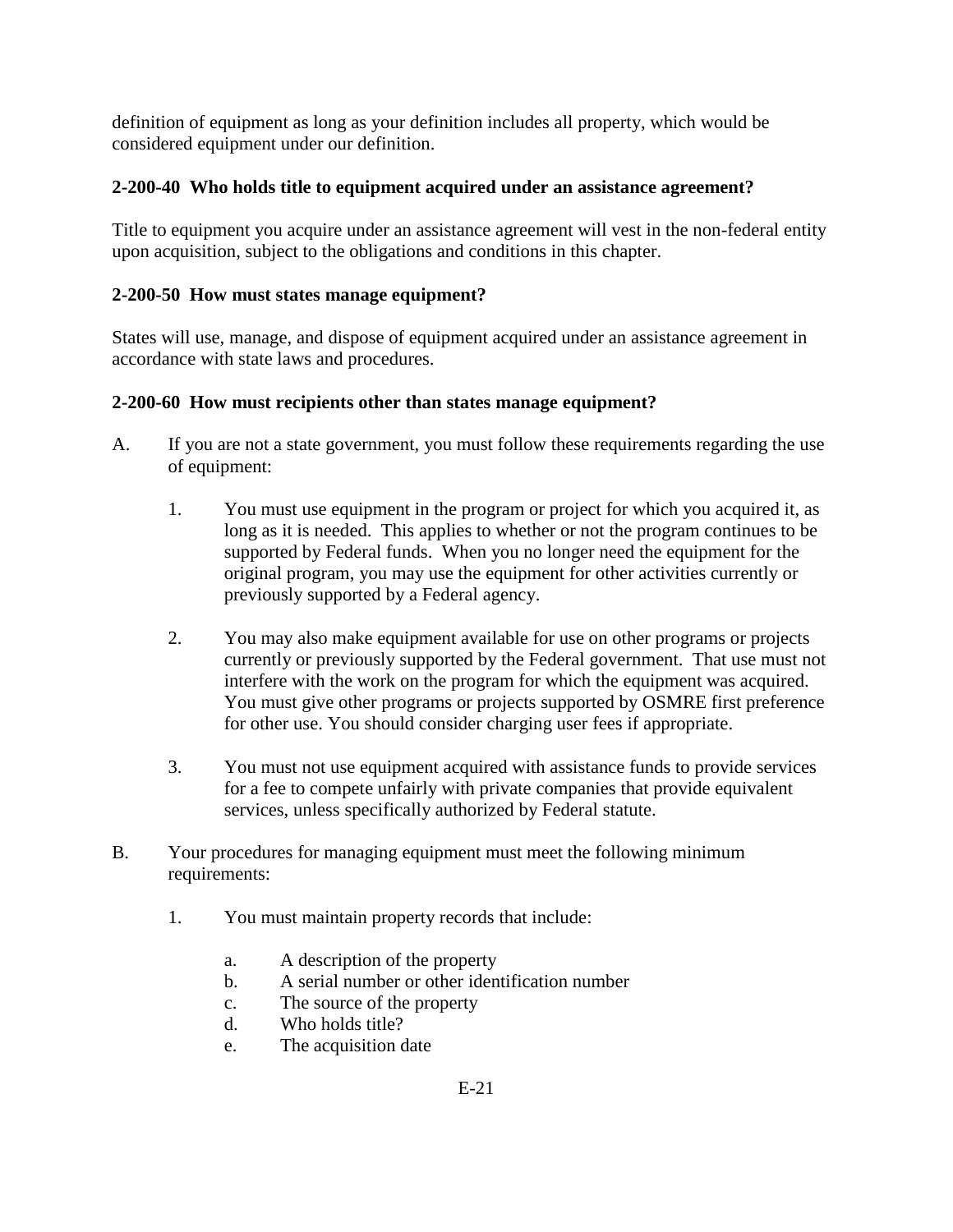definition of equipment as long as your definition includes all property, which would be considered equipment under our definition.

### 2-200-40 Who holds title to equipment acquired under an assistance agreement?

Title to equipment you acquire under an assistance agreement will vest in the non-federal entity upon acquisition, subject to the obligations and conditions in this chapter.

### 2-200-50 How must states manage equipment?

States will use, manage, and dispose of equipment acquired under an assistance agreement in accordance with state laws and procedures.

### 2-200-60 How must recipients other than states manage equipment?

A. If you are not a state government, you must follow these requirements regarding the use of equipment:

   1. You must use equipment in the program or project for which you acquired it, as long as it is needed. This applies to whether or not the program continues to be supported by Federal funds. When you no longer need the equipment for the original program, you may use the equipment for other activities currently or previously supported by a Federal agency.

   2. You may also make equipment available for use on other programs or projects currently or previously supported by the Federal government. That use must not interfere with the work on the program for which the equipment was acquired. You must give other programs or projects supported by OSMRE first preference for other use. You should consider charging user fees if appropriate.

   3. You must not use equipment acquired with assistance funds to provide services for a fee to compete unfairly with private companies that provide equivalent services, unless specifically authorized by Federal statute.

B. Your procedures for managing equipment must meet the following minimum requirements:

   1. You must maintain property records that include:

      a. A description of the property
      b. A serial number or other identification number
      c. The source of the property
      d. Who holds title?
      e. The acquisition date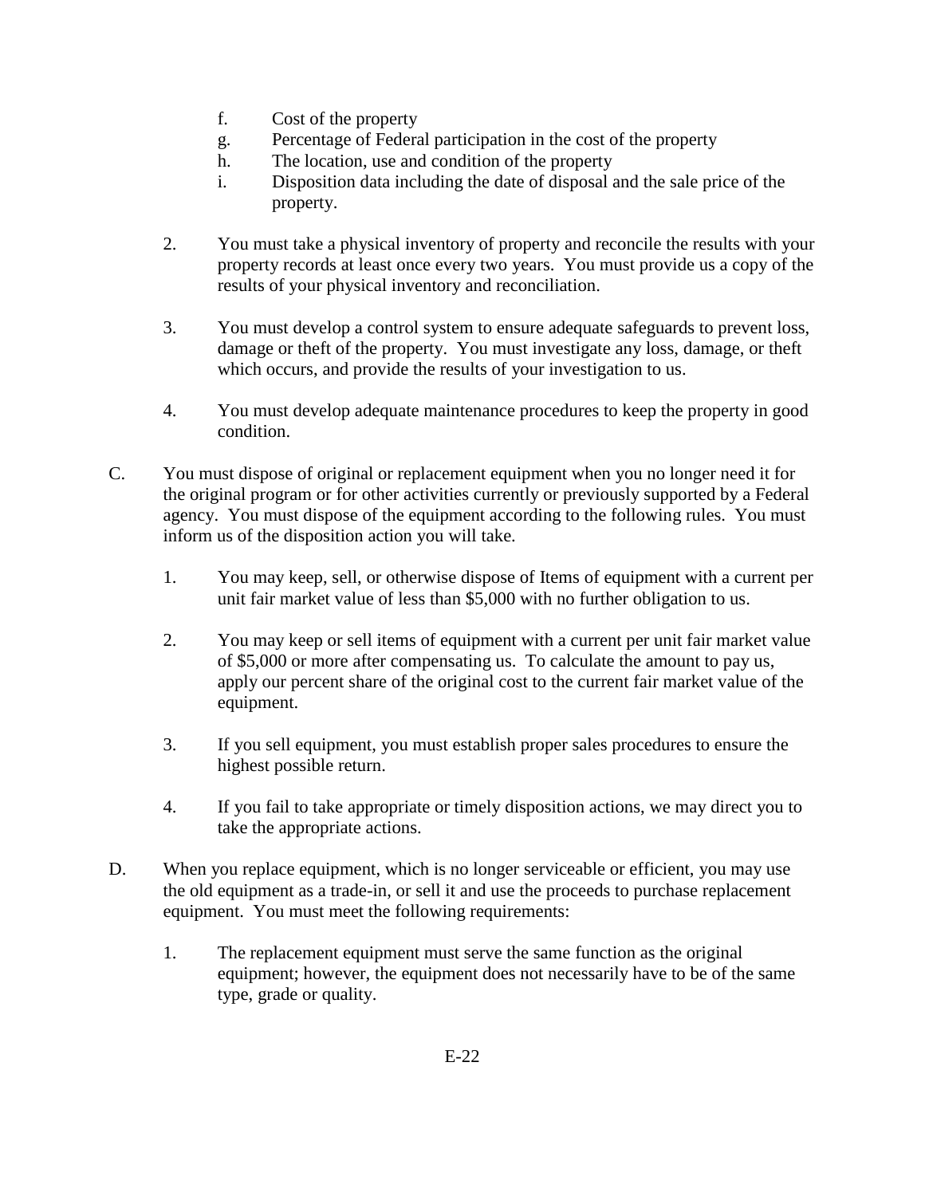f. Cost of the property

g. Percentage of Federal participation in the cost of the property

h. The location, use and condition of the property

i. Disposition data including the date of disposal and the sale price of the property.

2. You must take a physical inventory of property and reconcile the results with your property records at least once every two years. You must provide us a copy of the results of your physical inventory and reconciliation.

3. You must develop a control system to ensure adequate safeguards to prevent loss, damage or theft of the property. You must investigate any loss, damage, or theft which occurs, and provide the results of your investigation to us.

4. You must develop adequate maintenance procedures to keep the property in good condition.

C. You must dispose of original or replacement equipment when you no longer need it for the original program or for other activities currently or previously supported by a Federal agency. You must dispose of the equipment according to the following rules. You must inform us of the disposition action you will take.

1. You may keep, sell, or otherwise dispose of Items of equipment with a current per unit fair market value of less than $5,000 with no further obligation to us.

2. You may keep or sell items of equipment with a current per unit fair market value of $5,000 or more after compensating us. To calculate the amount to pay us, apply our percent share of the original cost to the current fair market value of the equipment.

3. If you sell equipment, you must establish proper sales procedures to ensure the highest possible return.

4. If you fail to take appropriate or timely disposition actions, we may direct you to take the appropriate actions.

D. When you replace equipment, which is no longer serviceable or efficient, you may use the old equipment as a trade-in, or sell it and use the proceeds to purchase replacement equipment. You must meet the following requirements:

1. The replacement equipment must serve the same function as the original equipment; however, the equipment does not necessarily have to be of the same type, grade or quality.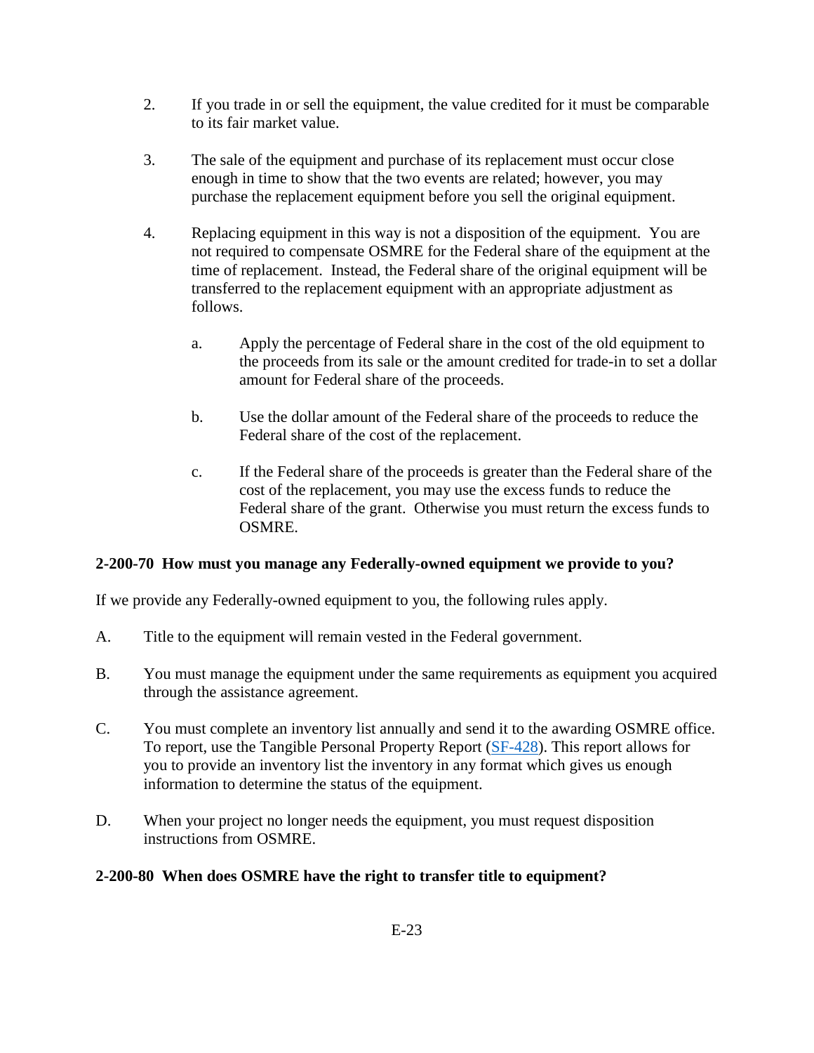2. If you trade in or sell the equipment, the value credited for it must be comparable to its fair market value.

3. The sale of the equipment and purchase of its replacement must occur close enough in time to show that the two events are related; however, you may purchase the replacement equipment before you sell the original equipment.

4. Replacing equipment in this way is not a disposition of the equipment. You are not required to compensate OSMRE for the Federal share of the equipment at the time of replacement. Instead, the Federal share of the original equipment will be transferred to the replacement equipment with an appropriate adjustment as follows.

   a. Apply the percentage of Federal share in the cost of the old equipment to the proceeds from its sale or the amount credited for trade-in to set a dollar amount for Federal share of the proceeds.

   b. Use the dollar amount of the Federal share of the proceeds to reduce the Federal share of the cost of the replacement.

   c. If the Federal share of the proceeds is greater than the Federal share of the cost of the replacement, you may use the excess funds to reduce the Federal share of the grant. Otherwise you must return the excess funds to OSMRE.

**2-200-70 How must you manage any Federally-owned equipment we provide to you?**

If we provide any Federally-owned equipment to you, the following rules apply.

A. Title to the equipment will remain vested in the Federal government.

B. You must manage the equipment under the same requirements as equipment you acquired through the assistance agreement.

C. You must complete an inventory list annually and send it to the awarding OSMRE office. To report, use the Tangible Personal Property Report (SF-428). This report allows for you to provide an inventory list the inventory in any format which gives us enough information to determine the status of the equipment.

D. When your project no longer needs the equipment, you must request disposition instructions from OSMRE.

**2-200-80 When does OSMRE have the right to transfer title to equipment?**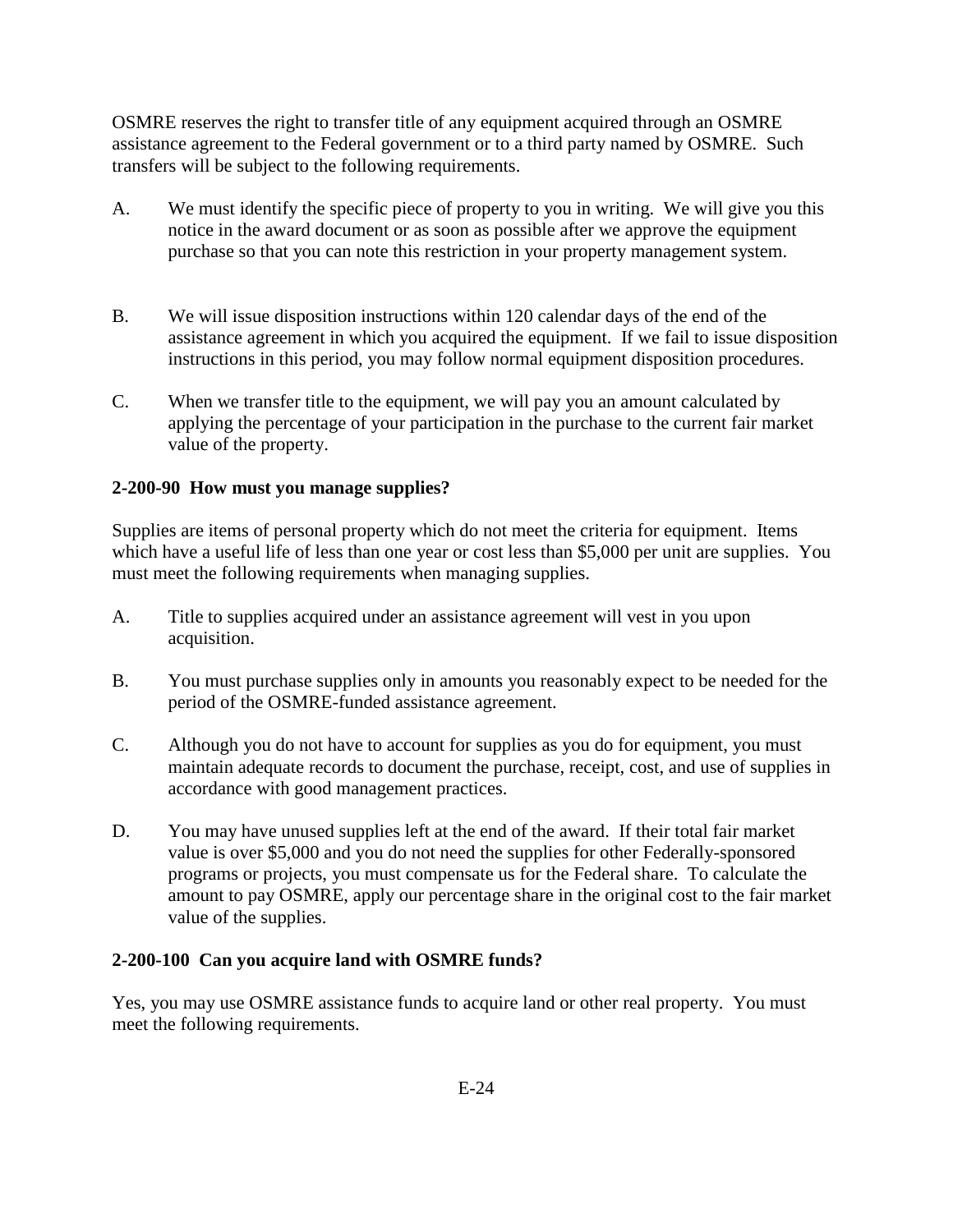OSMRE reserves the right to transfer title of any equipment acquired through an OSMRE assistance agreement to the Federal government or to a third party named by OSMRE. Such transfers will be subject to the following requirements.

A. We must identify the specific piece of property to you in writing. We will give you this notice in the award document or as soon as possible after we approve the equipment purchase so that you can note this restriction in your property management system.

B. We will issue disposition instructions within 120 calendar days of the end of the assistance agreement in which you acquired the equipment. If we fail to issue disposition instructions in this period, you may follow normal equipment disposition procedures.

C. When we transfer title to the equipment, we will pay you an amount calculated by applying the percentage of your participation in the purchase to the current fair market value of the property.

### 2-200-90 How must you manage supplies?

Supplies are items of personal property which do not meet the criteria for equipment. Items which have a useful life of less than one year or cost less than $5,000 per unit are supplies. You must meet the following requirements when managing supplies.

A. Title to supplies acquired under an assistance agreement will vest in you upon acquisition.

B. You must purchase supplies only in amounts you reasonably expect to be needed for the period of the OSMRE-funded assistance agreement.

C. Although you do not have to account for supplies as you do for equipment, you must maintain adequate records to document the purchase, receipt, cost, and use of supplies in accordance with good management practices.

D. You may have unused supplies left at the end of the award. If their total fair market value is over $5,000 and you do not need the supplies for other Federally-sponsored programs or projects, you must compensate us for the Federal share. To calculate the amount to pay OSMRE, apply our percentage share in the original cost to the fair market value of the supplies.

### 2-200-100 Can you acquire land with OSMRE funds?

Yes, you may use OSMRE assistance funds to acquire land or other real property. You must meet the following requirements.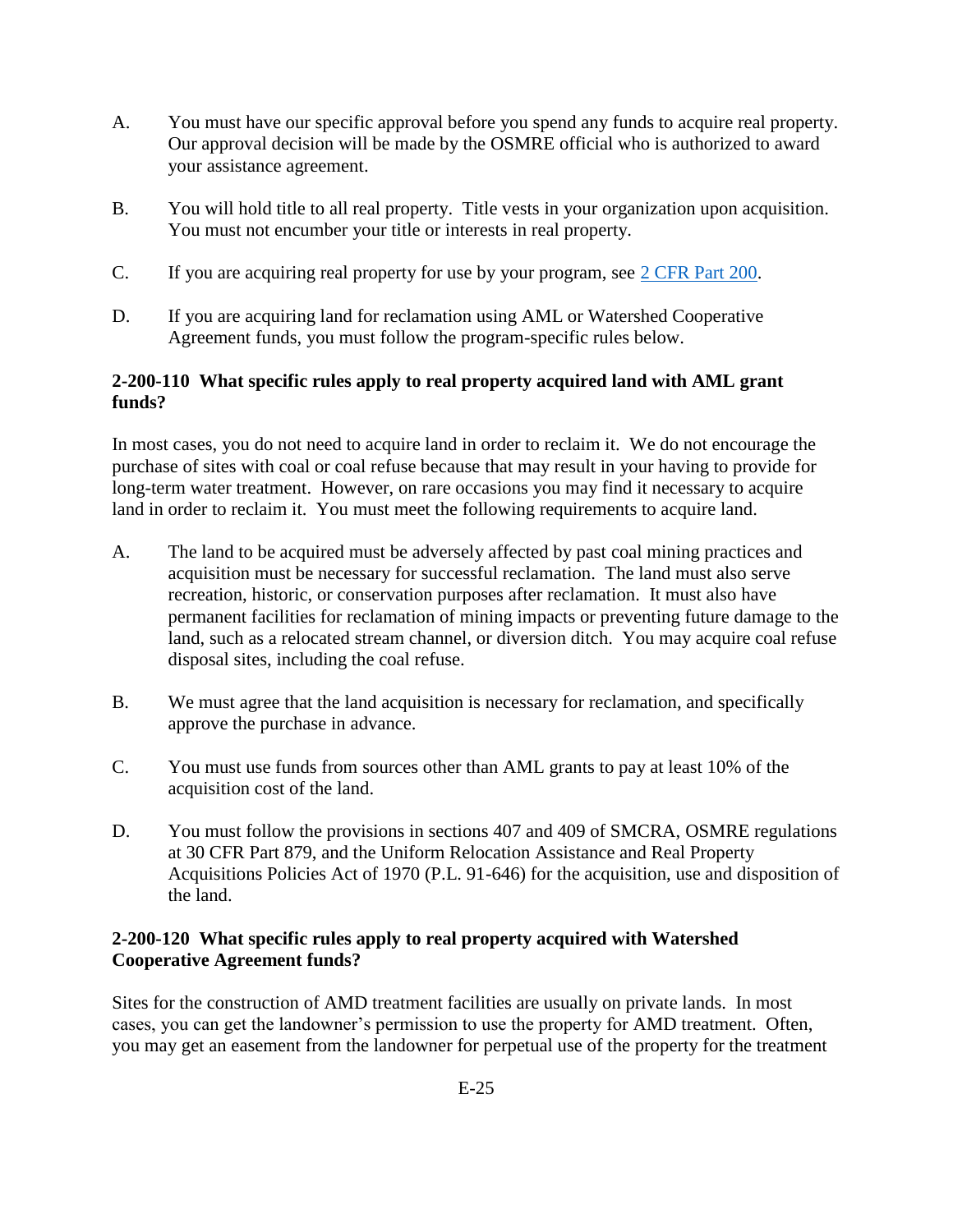A. You must have our specific approval before you spend any funds to acquire real property. Our approval decision will be made by the OSMRE official who is authorized to award your assistance agreement.

B. You will hold title to all real property. Title vests in your organization upon acquisition. You must not encumber your title or interests in real property.

C. If you are acquiring real property for use by your program, see [2 CFR Part 200](2 CFR Part 200).

D. If you are acquiring land for reclamation using AML or Watershed Cooperative Agreement funds, you must follow the program-specific rules below.

**2-200-110 What specific rules apply to real property acquired land with AML grant funds?**

In most cases, you do not need to acquire land in order to reclaim it. We do not encourage the purchase of sites with coal or coal refuse because that may result in your having to provide for long-term water treatment. However, on rare occasions you may find it necessary to acquire land in order to reclaim it. You must meet the following requirements to acquire land.

A. The land to be acquired must be adversely affected by past coal mining practices and acquisition must be necessary for successful reclamation. The land must also serve recreation, historic, or conservation purposes after reclamation. It must also have permanent facilities for reclamation of mining impacts or preventing future damage to the land, such as a relocated stream channel, or diversion ditch. You may acquire coal refuse disposal sites, including the coal refuse.

B. We must agree that the land acquisition is necessary for reclamation, and specifically approve the purchase in advance.

C. You must use funds from sources other than AML grants to pay at least 10% of the acquisition cost of the land.

D. You must follow the provisions in sections 407 and 409 of SMCRA, OSMRE regulations at 30 CFR Part 879, and the Uniform Relocation Assistance and Real Property Acquisitions Policies Act of 1970 (P.L. 91-646) for the acquisition, use and disposition of the land.

**2-200-120 What specific rules apply to real property acquired with Watershed Cooperative Agreement funds?**

Sites for the construction of AMD treatment facilities are usually on private lands. In most cases, you can get the landowner's permission to use the property for AMD treatment. Often, you may get an easement from the landowner for perpetual use of the property for the treatment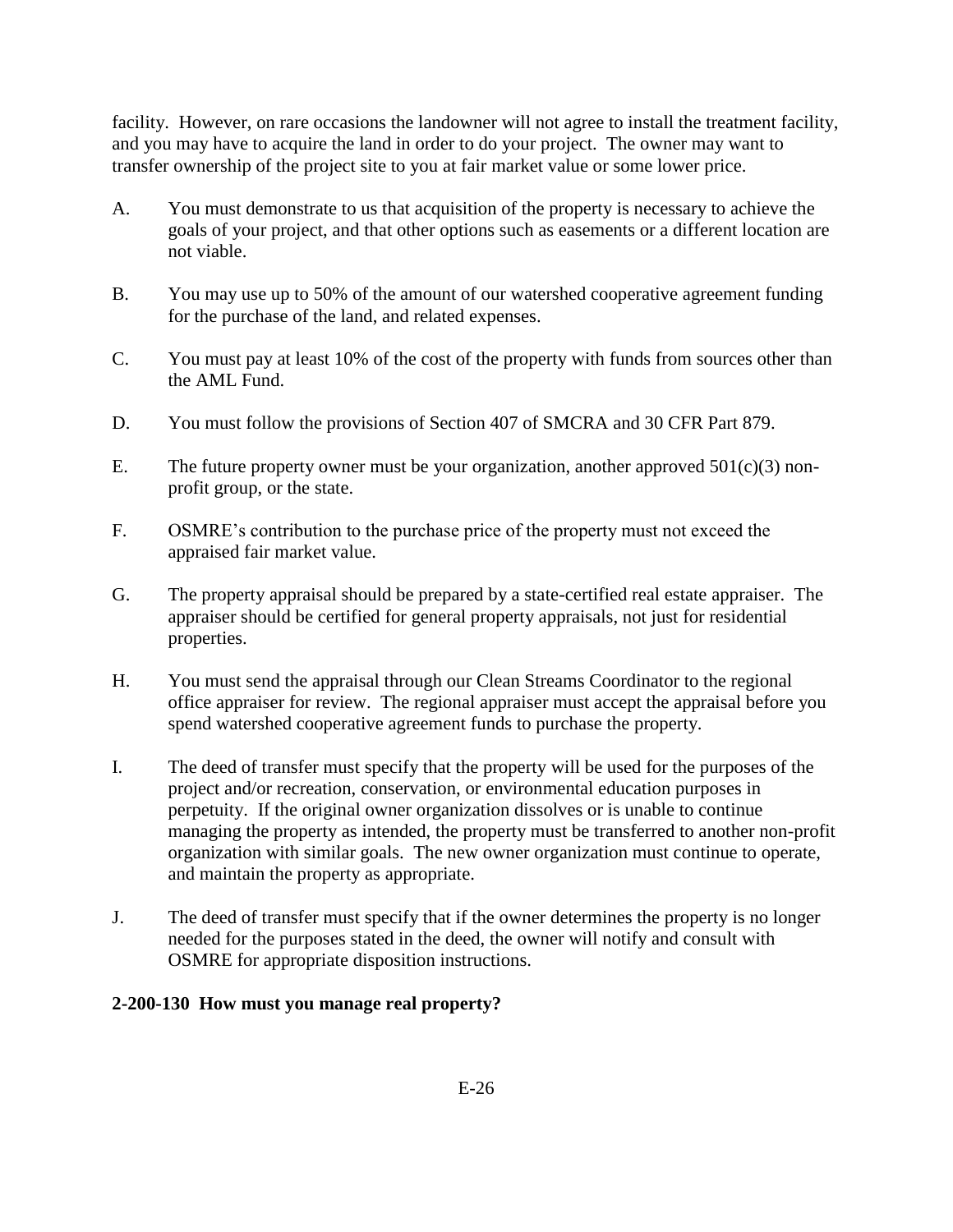facility. However, on rare occasions the landowner will not agree to install the treatment facility, and you may have to acquire the land in order to do your project. The owner may want to transfer ownership of the project site to you at fair market value or some lower price.

A. You must demonstrate to us that acquisition of the property is necessary to achieve the goals of your project, and that other options such as easements or a different location are not viable.

B. You may use up to 50% of the amount of our watershed cooperative agreement funding for the purchase of the land, and related expenses.

C. You must pay at least 10% of the cost of the property with funds from sources other than the AML Fund.

D. You must follow the provisions of Section 407 of SMCRA and 30 CFR Part 879.

E. The future property owner must be your organization, another approved 501(c)(3) non-profit group, or the state.

F. OSMRE's contribution to the purchase price of the property must not exceed the appraised fair market value.

G. The property appraisal should be prepared by a state-certified real estate appraiser. The appraiser should be certified for general property appraisals, not just for residential properties.

H. You must send the appraisal through our Clean Streams Coordinator to the regional office appraiser for review. The regional appraiser must accept the appraisal before you spend watershed cooperative agreement funds to purchase the property.

I. The deed of transfer must specify that the property will be used for the purposes of the project and/or recreation, conservation, or environmental education purposes in perpetuity. If the original owner organization dissolves or is unable to continue managing the property as intended, the property must be transferred to another non-profit organization with similar goals. The new owner organization must continue to operate, and maintain the property as appropriate.

J. The deed of transfer must specify that if the owner determines the property is no longer needed for the purposes stated in the deed, the owner will notify and consult with OSMRE for appropriate disposition instructions.

**2-200-130 How must you manage real property?**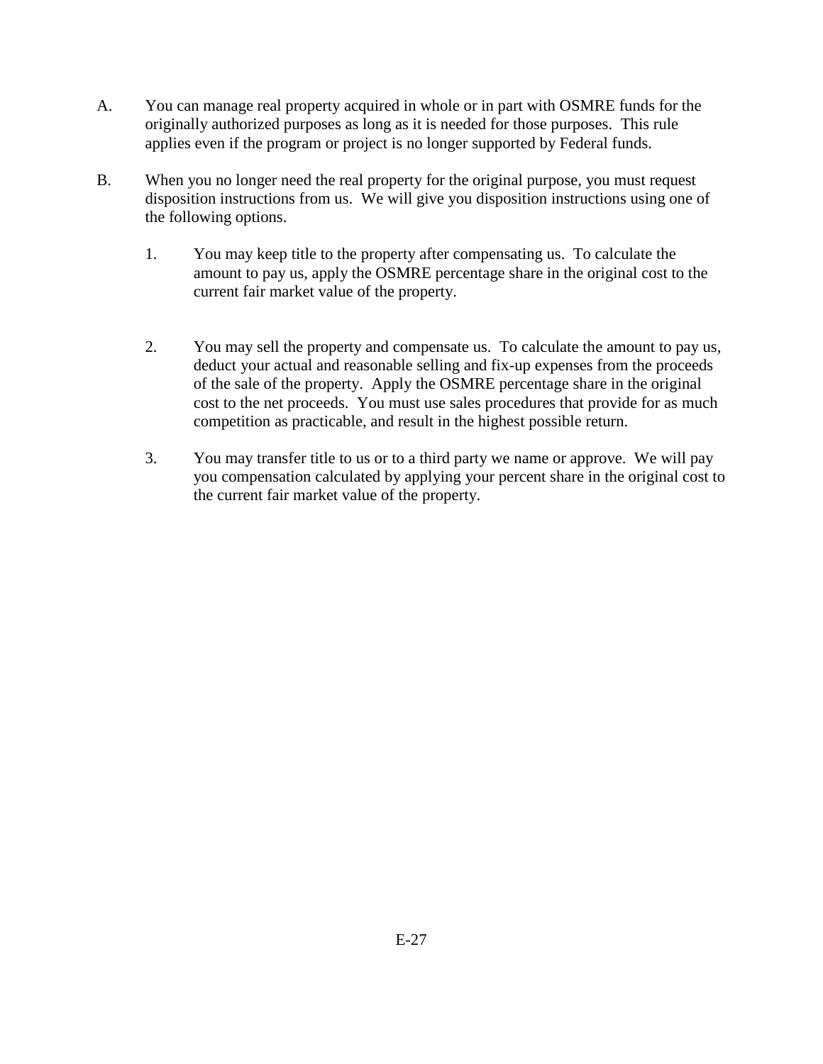A. You can manage real property acquired in whole or in part with OSMRE funds for the originally authorized purposes as long as it is needed for those purposes. This rule applies even if the program or project is no longer supported by Federal funds.

B. When you no longer need the real property for the original purpose, you must request disposition instructions from us. We will give you disposition instructions using one of the following options.

   1. You may keep title to the property after compensating us. To calculate the amount to pay us, apply the OSMRE percentage share in the original cost to the current fair market value of the property.

   2. You may sell the property and compensate us. To calculate the amount to pay us, deduct your actual and reasonable selling and fix-up expenses from the proceeds of the sale of the property. Apply the OSMRE percentage share in the original cost to the net proceeds. You must use sales procedures that provide for as much competition as practicable, and result in the highest possible return.

   3. You may transfer title to us or to a third party we name or approve. We will pay you compensation calculated by applying your percent share in the original cost to the current fair market value of the property.